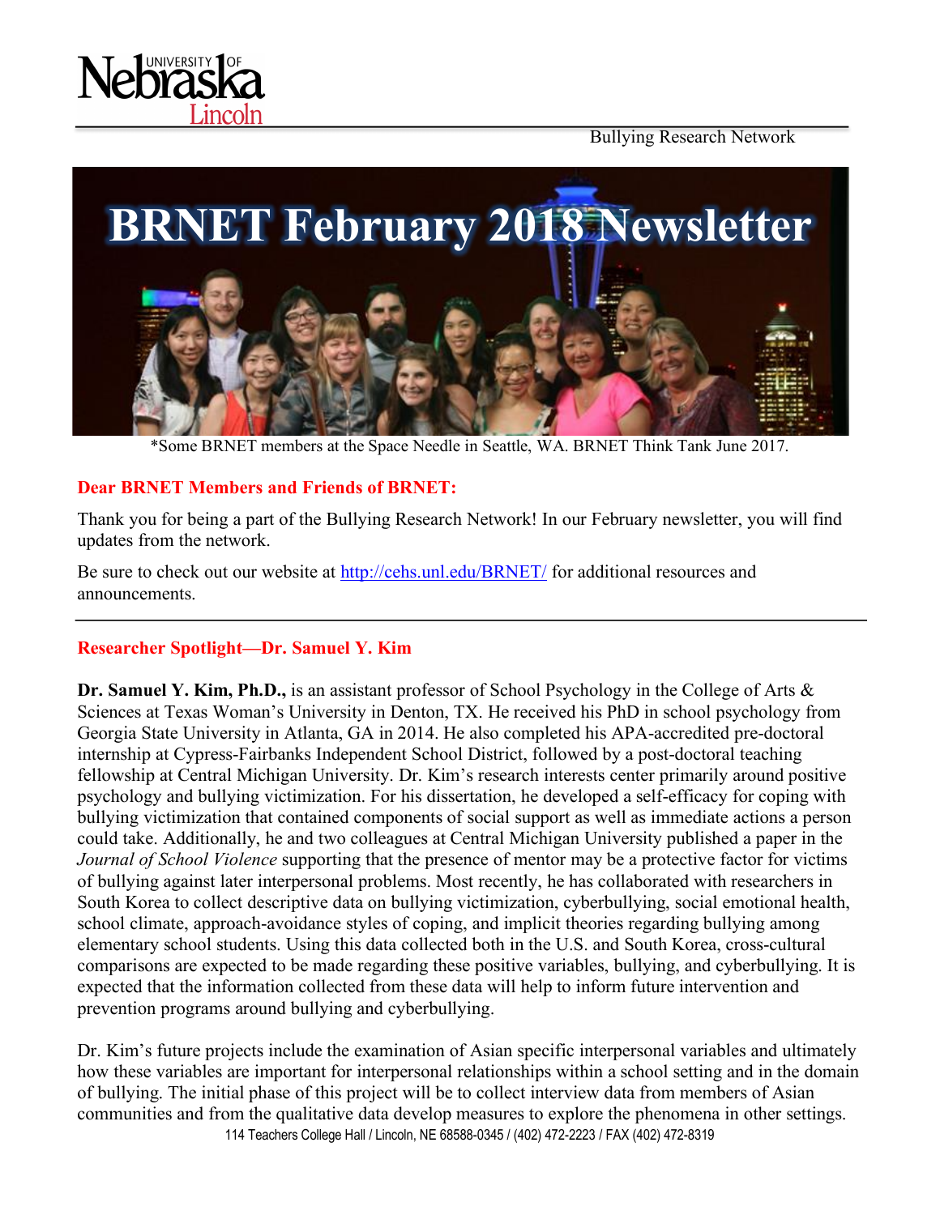Bullying Research Network

# BRNET February 2018 Newsletter

*Some BRNET members at the Space Needle in Seattle, WA. BRNET Think Tank June 2017.

**Dear BRNET Members and Friends of BRNET:**

Thank you for being a part of the Bullying Research Network! In our February newsletter, you will find updates from the network.

Be sure to check out our website at http://cehs.unl.edu/BRNET/ for additional resources and announcements.

---

## Researcher Spotlight—Dr. Samuel Y. Kim

**Dr. Samuel Y. Kim, Ph.D.,** is an assistant professor of School Psychology in the College of Arts & Sciences at Texas Woman's University in Denton, TX. He received his PhD in school psychology from Georgia State University in Atlanta, GA in 2014. He also completed his APA-accredited pre-doctoral internship at Cypress-Fairbanks Independent School District, followed by a post-doctoral teaching fellowship at Central Michigan University. Dr. Kim's research interests center primarily around positive psychology and bullying victimization. For his dissertation, he developed a self-efficacy for coping with bullying victimization that contained components of social support as well as immediate actions a person could take. Additionally, he and two colleagues at Central Michigan University published a paper in the *Journal of School Violence* supporting that the presence of mentor may be a protective factor for victims of bullying against later interpersonal problems. Most recently, he has collaborated with researchers in South Korea to collect descriptive data on bullying victimization, cyberbullying, social emotional health, school climate, approach-avoidance styles of coping, and implicit theories regarding bullying among elementary school students. Using this data collected both in the U.S. and South Korea, cross-cultural comparisons are expected to be made regarding these positive variables, bullying, and cyberbullying. It is expected that the information collected from these data will help to inform future intervention and prevention programs around bullying and cyberbullying.

Dr. Kim's future projects include the examination of Asian specific interpersonal variables and ultimately how these variables are important for interpersonal relationships within a school setting and in the domain of bullying. The initial phase of this project will be to collect interview data from members of Asian communities and from the qualitative data develop measures to explore the phenomena in other settings.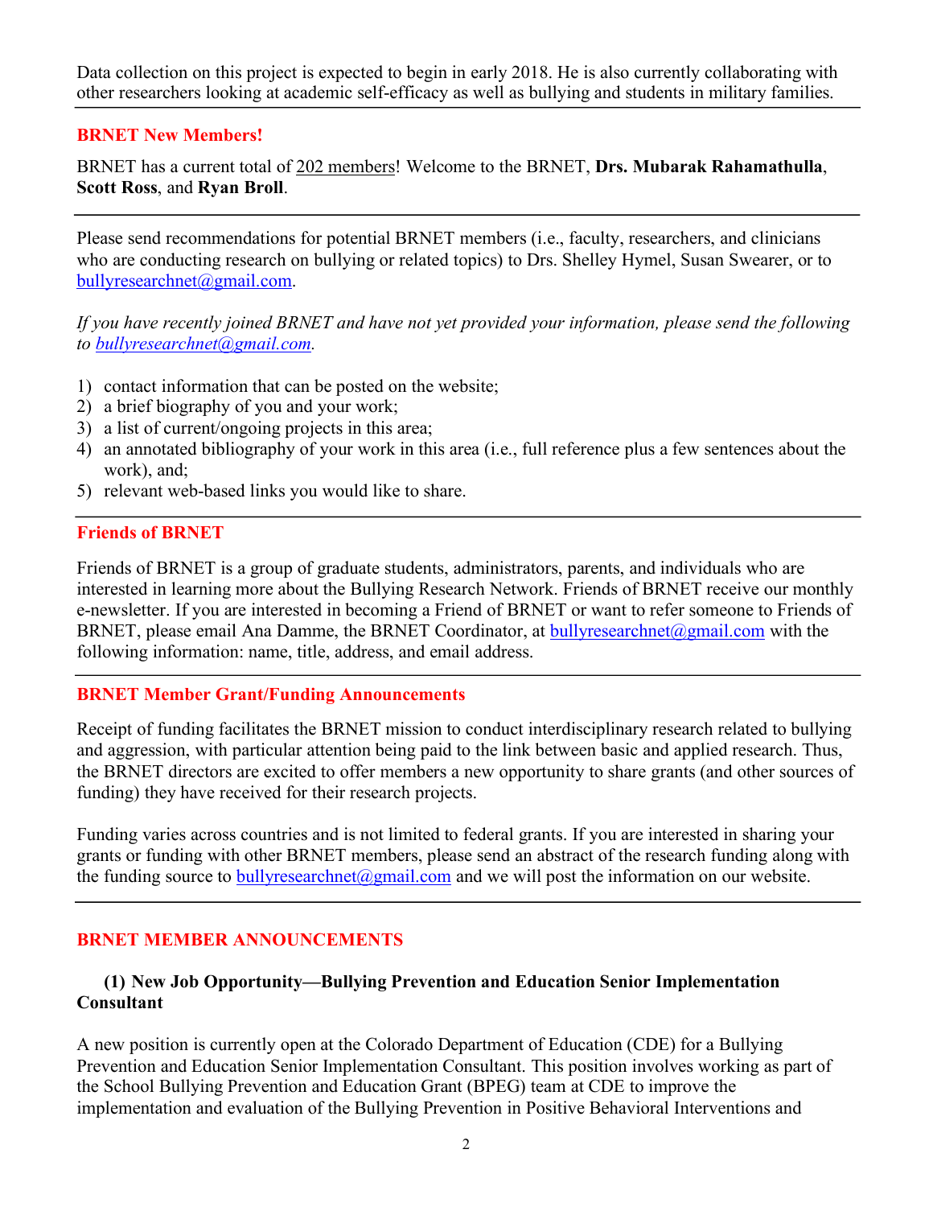Data collection on this project is expected to begin in early 2018. He is also currently collaborating with other researchers looking at academic self-efficacy as well as bullying and students in military families.

---

## BRNET New Members!

BRNET has a current total of 202 members! Welcome to the BRNET, **Drs. Mubarak Rahamathulla**, **Scott Ross**, and **Ryan Broll**.

---

Please send recommendations for potential BRNET members (i.e., faculty, researchers, and clinicians who are conducting research on bullying or related topics) to Drs. Shelley Hymel, Susan Swearer, or to bullyresearchnet@gmail.com.

*If you have recently joined BRNET and have not yet provided your information, please send the following to bullyresearchnet@gmail.com.*

1) contact information that can be posted on the website;
2) a brief biography of you and your work;
3) a list of current/ongoing projects in this area;
4) an annotated bibliography of your work in this area (i.e., full reference plus a few sentences about the work), and;
5) relevant web-based links you would like to share.

---

## Friends of BRNET

Friends of BRNET is a group of graduate students, administrators, parents, and individuals who are interested in learning more about the Bullying Research Network. Friends of BRNET receive our monthly e-newsletter. If you are interested in becoming a Friend of BRNET or want to refer someone to Friends of BRNET, please email Ana Damme, the BRNET Coordinator, at bullyresearchnet@gmail.com with the following information: name, title, address, and email address.

---

## BRNET Member Grant/Funding Announcements

Receipt of funding facilitates the BRNET mission to conduct interdisciplinary research related to bullying and aggression, with particular attention being paid to the link between basic and applied research. Thus, the BRNET directors are excited to offer members a new opportunity to share grants (and other sources of funding) they have received for their research projects.

Funding varies across countries and is not limited to federal grants. If you are interested in sharing your grants or funding with other BRNET members, please send an abstract of the research funding along with the funding source to bullyresearchnet@gmail.com and we will post the information on our website.

---

## BRNET MEMBER ANNOUNCEMENTS

### (1) New Job Opportunity—Bullying Prevention and Education Senior Implementation Consultant

A new position is currently open at the Colorado Department of Education (CDE) for a Bullying Prevention and Education Senior Implementation Consultant. This position involves working as part of the School Bullying Prevention and Education Grant (BPEG) team at CDE to improve the implementation and evaluation of the Bullying Prevention in Positive Behavioral Interventions and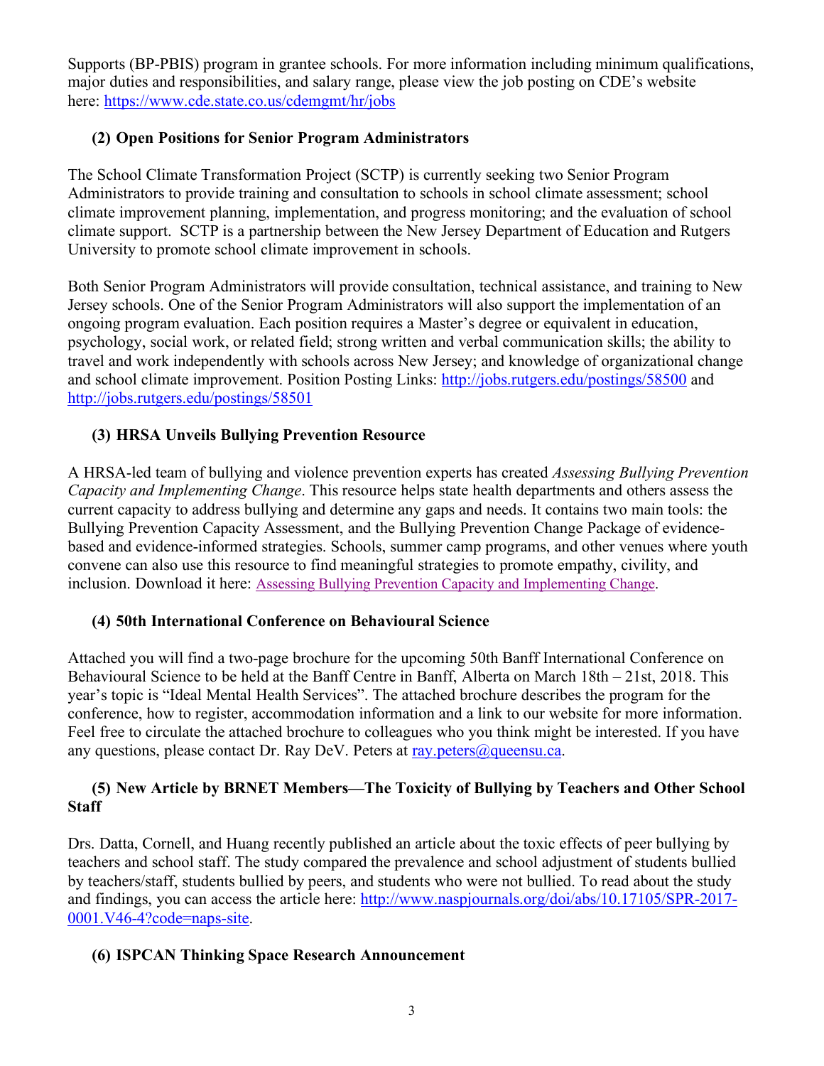Supports (BP-PBIS) program in grantee schools. For more information including minimum qualifications, major duties and responsibilities, and salary range, please view the job posting on CDE's website here: https://www.cde.state.co.us/cdemgmt/hr/jobs

### (2) Open Positions for Senior Program Administrators

The School Climate Transformation Project (SCTP) is currently seeking two Senior Program Administrators to provide training and consultation to schools in school climate assessment; school climate improvement planning, implementation, and progress monitoring; and the evaluation of school climate support. SCTP is a partnership between the New Jersey Department of Education and Rutgers University to promote school climate improvement in schools.

Both Senior Program Administrators will provide consultation, technical assistance, and training to New Jersey schools. One of the Senior Program Administrators will also support the implementation of an ongoing program evaluation. Each position requires a Master's degree or equivalent in education, psychology, social work, or related field; strong written and verbal communication skills; the ability to travel and work independently with schools across New Jersey; and knowledge of organizational change and school climate improvement. Position Posting Links: http://jobs.rutgers.edu/postings/58500 and http://jobs.rutgers.edu/postings/58501

### (3) HRSA Unveils Bullying Prevention Resource

A HRSA-led team of bullying and violence prevention experts has created *Assessing Bullying Prevention Capacity and Implementing Change*. This resource helps state health departments and others assess the current capacity to address bullying and determine any gaps and needs. It contains two main tools: the Bullying Prevention Capacity Assessment, and the Bullying Prevention Change Package of evidence-based and evidence-informed strategies. Schools, summer camp programs, and other venues where youth convene can also use this resource to find meaningful strategies to promote empathy, civility, and inclusion. Download it here: Assessing Bullying Prevention Capacity and Implementing Change.

### (4) 50th International Conference on Behavioural Science

Attached you will find a two-page brochure for the upcoming 50th Banff International Conference on Behavioural Science to be held at the Banff Centre in Banff, Alberta on March 18th – 21st, 2018. This year's topic is "Ideal Mental Health Services". The attached brochure describes the program for the conference, how to register, accommodation information and a link to our website for more information. Feel free to circulate the attached brochure to colleagues who you think might be interested. If you have any questions, please contact Dr. Ray DeV. Peters at ray.peters@queensu.ca.

### (5) New Article by BRNET Members—The Toxicity of Bullying by Teachers and Other School Staff

Drs. Datta, Cornell, and Huang recently published an article about the toxic effects of peer bullying by teachers and school staff. The study compared the prevalence and school adjustment of students bullied by teachers/staff, students bullied by peers, and students who were not bullied. To read about the study and findings, you can access the article here: http://www.naspjournals.org/doi/abs/10.17105/SPR-2017-0001.V46-4?code=naps-site.

### (6) ISPCAN Thinking Space Research Announcement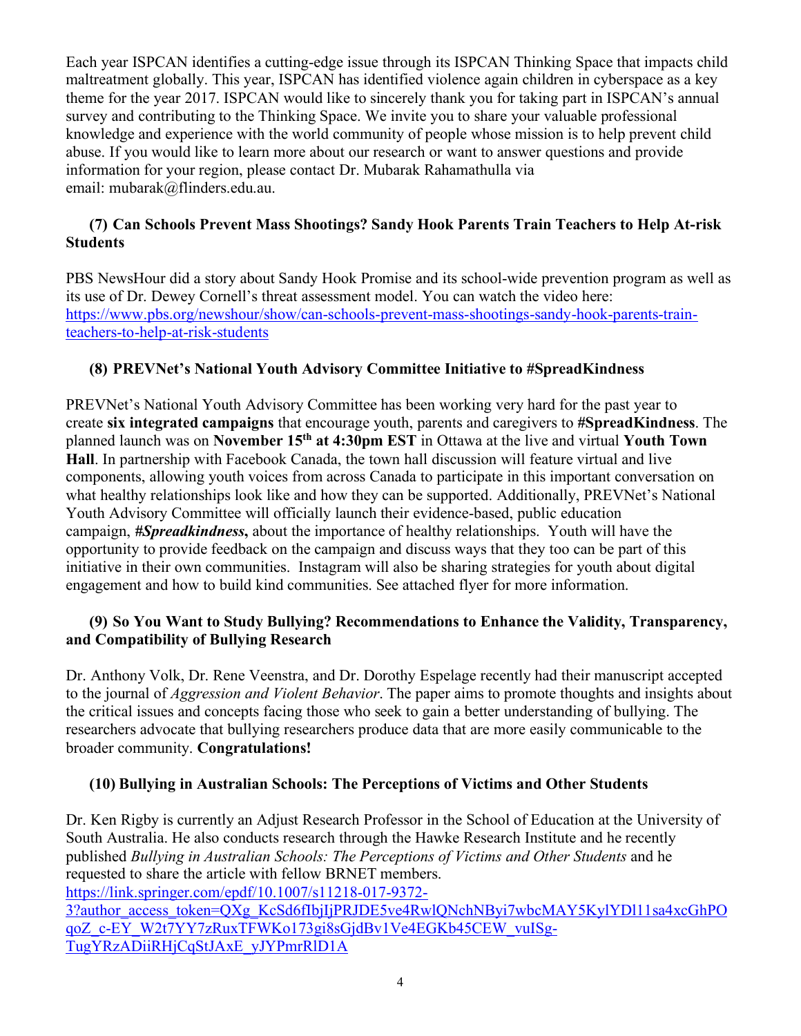Each year ISPCAN identifies a cutting-edge issue through its ISPCAN Thinking Space that impacts child maltreatment globally. This year, ISPCAN has identified violence again children in cyberspace as a key theme for the year 2017. ISPCAN would like to sincerely thank you for taking part in ISPCAN's annual survey and contributing to the Thinking Space. We invite you to share your valuable professional knowledge and experience with the world community of people whose mission is to help prevent child abuse. If you would like to learn more about our research or want to answer questions and provide information for your region, please contact Dr. Mubarak Rahamathulla via email: mubarak@flinders.edu.au.

### (7) Can Schools Prevent Mass Shootings? Sandy Hook Parents Train Teachers to Help At-risk Students

PBS NewsHour did a story about Sandy Hook Promise and its school-wide prevention program as well as its use of Dr. Dewey Cornell's threat assessment model. You can watch the video here: https://www.pbs.org/newshour/show/can-schools-prevent-mass-shootings-sandy-hook-parents-train-teachers-to-help-at-risk-students

### (8) PREVNet's National Youth Advisory Committee Initiative to #SpreadKindness

PREVNet's National Youth Advisory Committee has been working very hard for the past year to create **six integrated campaigns** that encourage youth, parents and caregivers to **#SpreadKindness**. The planned launch was on **November 15th at 4:30pm EST** in Ottawa at the live and virtual **Youth Town Hall**. In partnership with Facebook Canada, the town hall discussion will feature virtual and live components, allowing youth voices from across Canada to participate in this important conversation on what healthy relationships look like and how they can be supported. Additionally, PREVNet's National Youth Advisory Committee will officially launch their evidence-based, public education campaign, ***#Spreadkindness*,** about the importance of healthy relationships. Youth will have the opportunity to provide feedback on the campaign and discuss ways that they too can be part of this initiative in their own communities. Instagram will also be sharing strategies for youth about digital engagement and how to build kind communities. See attached flyer for more information.

### (9) So You Want to Study Bullying? Recommendations to Enhance the Validity, Transparency, and Compatibility of Bullying Research

Dr. Anthony Volk, Dr. Rene Veenstra, and Dr. Dorothy Espelage recently had their manuscript accepted to the journal of *Aggression and Violent Behavior*. The paper aims to promote thoughts and insights about the critical issues and concepts facing those who seek to gain a better understanding of bullying. The researchers advocate that bullying researchers produce data that are more easily communicable to the broader community. **Congratulations!**

### (10) Bullying in Australian Schools: The Perceptions of Victims and Other Students

Dr. Ken Rigby is currently an Adjust Research Professor in the School of Education at the University of South Australia. He also conducts research through the Hawke Research Institute and he recently published *Bullying in Australian Schools: The Perceptions of Victims and Other Students* and he requested to share the article with fellow BRNET members.
https://link.springer.com/epdf/10.1007/s11218-017-9372-3?author_access_token=QXg_KcSd6fIbjIjPRJDE5ve4RwlQNchNByi7wbcMAY5KylYDl11sa4xcGhPOqoZ_c-EY_W2t7YY7zRuxTFWKo173gi8sGjdBv1Ve4EGKb45CEW_vuISg-TugYRzADiiRHjCqStJAxE_yJYPmrRlD1A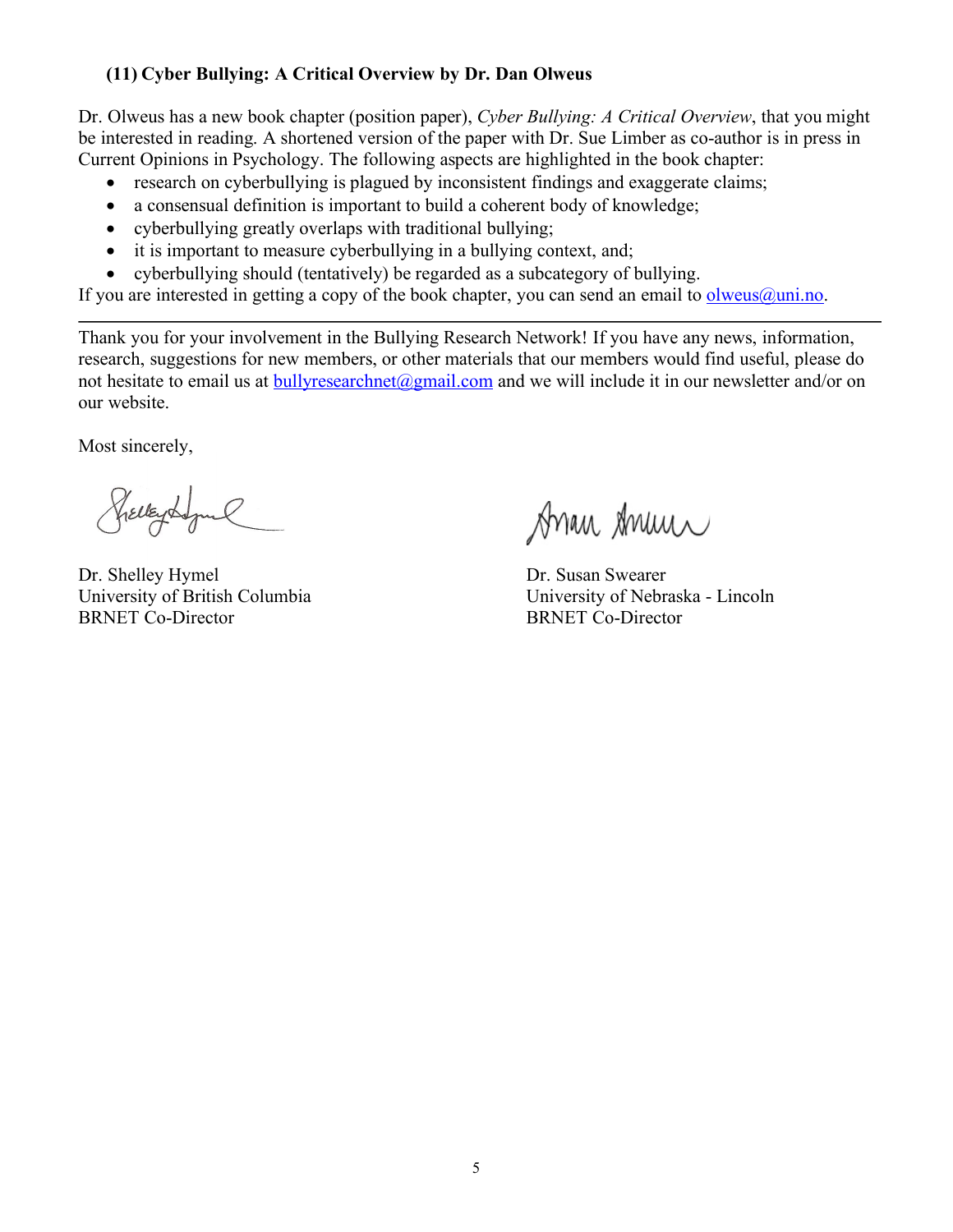### (11) Cyber Bullying: A Critical Overview by Dr. Dan Olweus

Dr. Olweus has a new book chapter (position paper), *Cyber Bullying: A Critical Overview*, that you might be interested in reading. A shortened version of the paper with Dr. Sue Limber as co-author is in press in Current Opinions in Psychology. The following aspects are highlighted in the book chapter:

- research on cyberbullying is plagued by inconsistent findings and exaggerate claims;
- a consensual definition is important to build a coherent body of knowledge;
- cyberbullying greatly overlaps with traditional bullying;
- it is important to measure cyberbullying in a bullying context, and;
- cyberbullying should (tentatively) be regarded as a subcategory of bullying.

If you are interested in getting a copy of the book chapter, you can send an email to olweus@uni.no.

---

Thank you for your involvement in the Bullying Research Network! If you have any news, information, research, suggestions for new members, or other materials that our members would find useful, please do not hesitate to email us at bullyresearchnet@gmail.com and we will include it in our newsletter and/or on our website.

Most sincerely,

Dr. Shelley Hymel
University of British Columbia
BRNET Co-Director

Dr. Susan Swearer
University of Nebraska - Lincoln
BRNET Co-Director